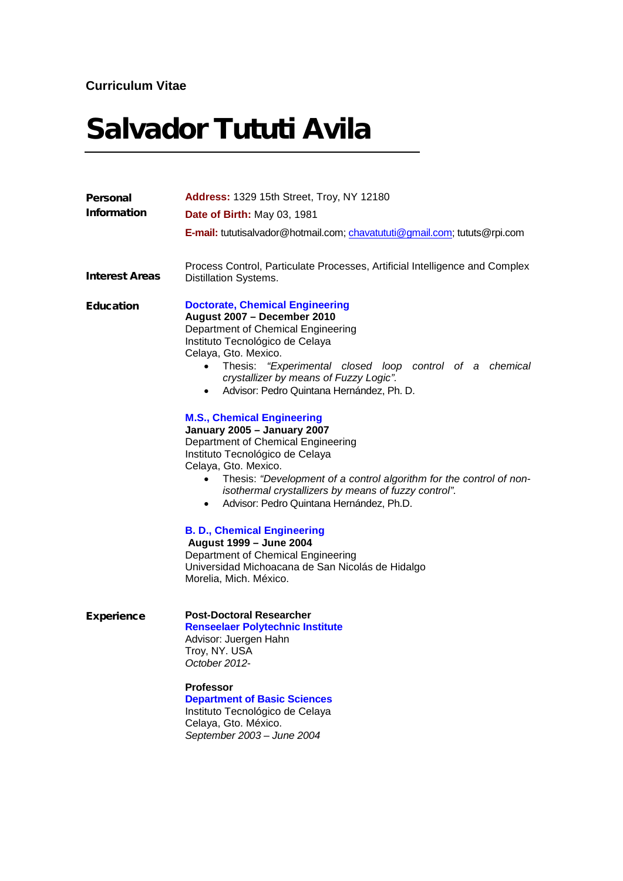**Curriculum Vitae**

# Salvador Tututi Avila

## Personal Information

**Address:** 1329 15th Street, Troy, NY 12180

**Date of Birth:** May 03, 1981

**E-mail:** tututisalvador@hotmail.com; chavatututi@gmail.com; tututs@rpi.com

## Interest Areas

Process Control, Particulate Processes, Artificial Intelligence and Complex Distillation Systems.

## Education

**Doctorate, Chemical Engineering**
**August 2007 – December 2010**
Department of Chemical Engineering
Instituto Tecnológico de Celaya
Celaya, Gto. Mexico.

- Thesis: *"Experimental closed loop control of a chemical crystallizer by means of Fuzzy Logic".*
- Advisor: Pedro Quintana Hernández, Ph. D.

**M.S., Chemical Engineering**
**January 2005 – January 2007**
Department of Chemical Engineering
Instituto Tecnológico de Celaya
Celaya, Gto. Mexico.

- Thesis: *"Development of a control algorithm for the control of non-isothermal crystallizers by means of fuzzy control".*
- Advisor: Pedro Quintana Hernández, Ph.D.

**B. D., Chemical Engineering**
**August 1999 – June 2004**
Department of Chemical Engineering
Universidad Michoacana de San Nicolás de Hidalgo
Morelia, Mich. México.

## Experience

**Post-Doctoral Researcher**
**Renseelaer Polytechnic Institute**
Advisor: Juergen Hahn
Troy, NY. USA
*October 2012-*

**Professor**
**Department of Basic Sciences**
Instituto Tecnológico de Celaya
Celaya, Gto. México.
*September 2003 – June 2004*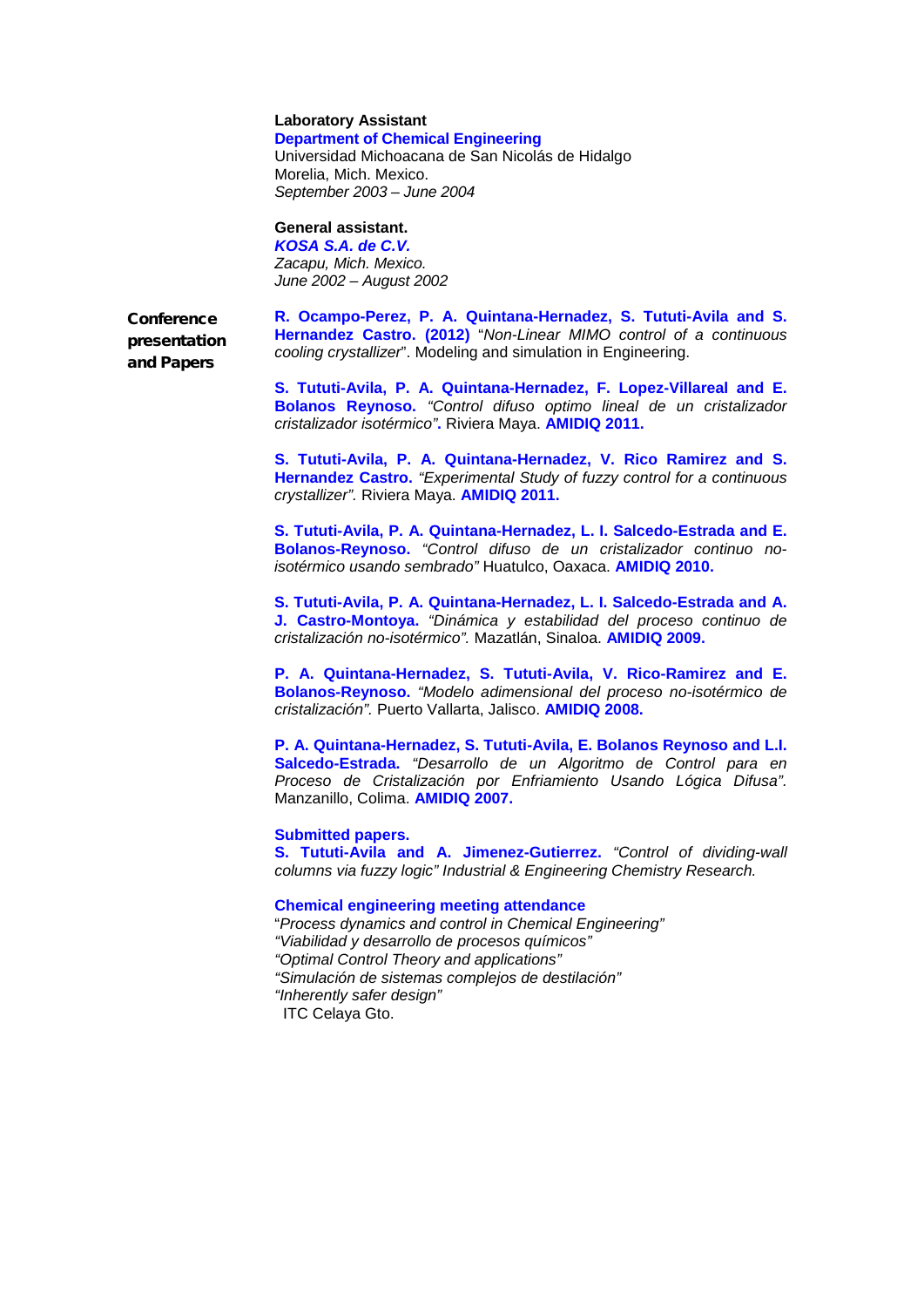**Laboratory Assistant**
**Department of Chemical Engineering**
Universidad Michoacana de San Nicolás de Hidalgo
Morelia, Mich. Mexico.
*September 2003 – June 2004*

**General assistant.**
***KOSA S.A. de C.V.***
*Zacapu, Mich. Mexico.*
*June 2002 – August 2002*

## Conference presentation and Papers

**R. Ocampo-Perez, P. A. Quintana-Hernadez, S. Tututi-Avila and S. Hernandez Castro. (2012)** "*Non-Linear MIMO control of a continuous cooling crystallizer*". Modeling and simulation in Engineering.

**S. Tututi-Avila, P. A. Quintana-Hernadez, F. Lopez-Villareal and E. Bolanos Reynoso.** *"Control difuso optimo lineal de un cristalizador cristalizador isotérmico"***.** Riviera Maya. **AMIDIQ 2011.**

**S. Tututi-Avila, P. A. Quintana-Hernadez, V. Rico Ramirez and S. Hernandez Castro.** *"Experimental Study of fuzzy control for a continuous crystallizer".* Riviera Maya. **AMIDIQ 2011.**

**S. Tututi-Avila, P. A. Quintana-Hernadez, L. I. Salcedo-Estrada and E. Bolanos-Reynoso.** *"Control difuso de un cristalizador continuo no-isotérmico usando sembrado"* Huatulco, Oaxaca. **AMIDIQ 2010.**

**S. Tututi-Avila, P. A. Quintana-Hernadez, L. I. Salcedo-Estrada and A. J. Castro-Montoya.** *"Dinámica y estabilidad del proceso continuo de cristalización no-isotérmico".* Mazatlán, Sinaloa. **AMIDIQ 2009.**

**P. A. Quintana-Hernadez, S. Tututi-Avila, V. Rico-Ramirez and E. Bolanos-Reynoso.** *"Modelo adimensional del proceso no-isotérmico de cristalización".* Puerto Vallarta, Jalisco. **AMIDIQ 2008.**

**P. A. Quintana-Hernadez, S. Tututi-Avila, E. Bolanos Reynoso and L.I. Salcedo-Estrada.** *"Desarrollo de un Algoritmo de Control para en Proceso de Cristalización por Enfriamiento Usando Lógica Difusa"*. Manzanillo, Colima. **AMIDIQ 2007.**

**Submitted papers.**
**S. Tututi-Avila and A. Jimenez-Gutierrez.** *"Control of dividing-wall columns via fuzzy logic" Industrial & Engineering Chemistry Research.*

**Chemical engineering meeting attendance**
"*Process dynamics and control in Chemical Engineering"*
*"Viabilidad y desarrollo de procesos químicos"*
*"Optimal Control Theory and applications"*
*"Simulación de sistemas complejos de destilación"*
*"Inherently safer design"*
ITC Celaya Gto.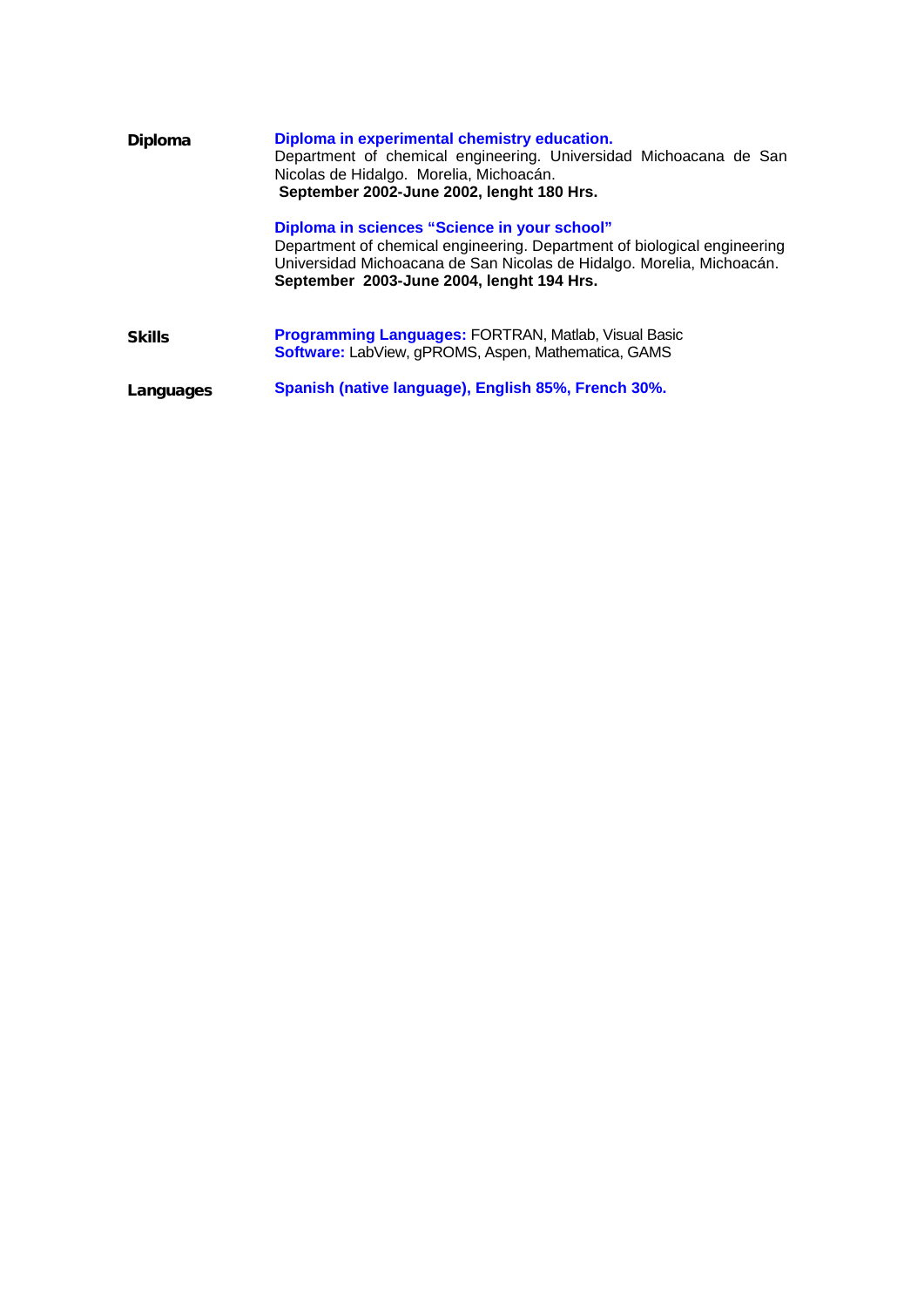## Diploma

**Diploma in experimental chemistry education.**
Department of chemical engineering. Universidad Michoacana de San Nicolas de Hidalgo. Morelia, Michoacán.
**September 2002-June 2002, lenght 180 Hrs.**

**Diploma in sciences "Science in your school"**
Department of chemical engineering. Department of biological engineering Universidad Michoacana de San Nicolas de Hidalgo. Morelia, Michoacán.
**September 2003-June 2004, lenght 194 Hrs.**

## Skills

**Programming Languages:** FORTRAN, Matlab, Visual Basic
**Software:** LabView, gPROMS, Aspen, Mathematica, GAMS

## Languages

**Spanish (native language), English 85%, French 30%.**